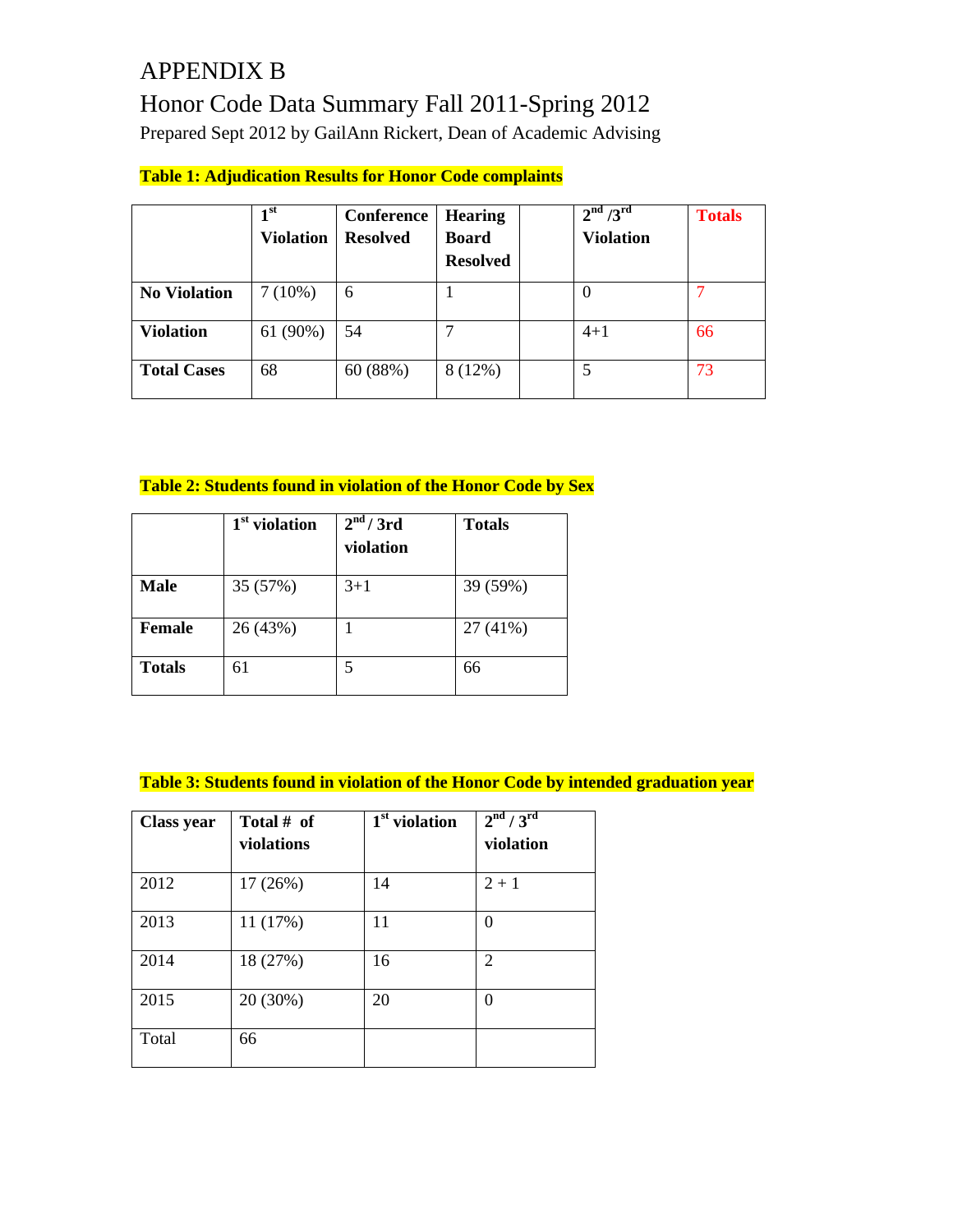# APPENDIX B

## Honor Code Data Summary Fall 2011-Spring 2012

Prepared Sept 2012 by GailAnn Rickert, Dean of Academic Advising

**Table 1: Adjudication Results for Honor Code complaints**

| | 1st Violation | Conference Resolved | Hearing Board Resolved | | 2nd /3rd Violation | Totals |
|---|---|---|---|---|---|---|
| **No Violation** | 7 (10%) | 6 | 1 | | 0 | 7 |
| **Violation** | 61 (90%) | 54 | 7 | | 4+1 | 66 |
| **Total Cases** | 68 | 60 (88%) | 8 (12%) | | 5 | 73 |

**Table 2: Students found in violation of the Honor Code by Sex**

| | 1st violation | 2nd / 3rd violation | Totals |
|---|---|---|---|
| **Male** | 35 (57%) | 3+1 | 39 (59%) |
| **Female** | 26 (43%) | 1 | 27 (41%) |
| **Totals** | 61 | 5 | 66 |

**Table 3: Students found in violation of the Honor Code by intended graduation year**

| Class year | Total # of violations | 1st violation | 2nd / 3rd violation |
|---|---|---|---|
| 2012 | 17 (26%) | 14 | 2 + 1 |
| 2013 | 11 (17%) | 11 | 0 |
| 2014 | 18 (27%) | 16 | 2 |
| 2015 | 20 (30%) | 20 | 0 |
| Total | 66 | | |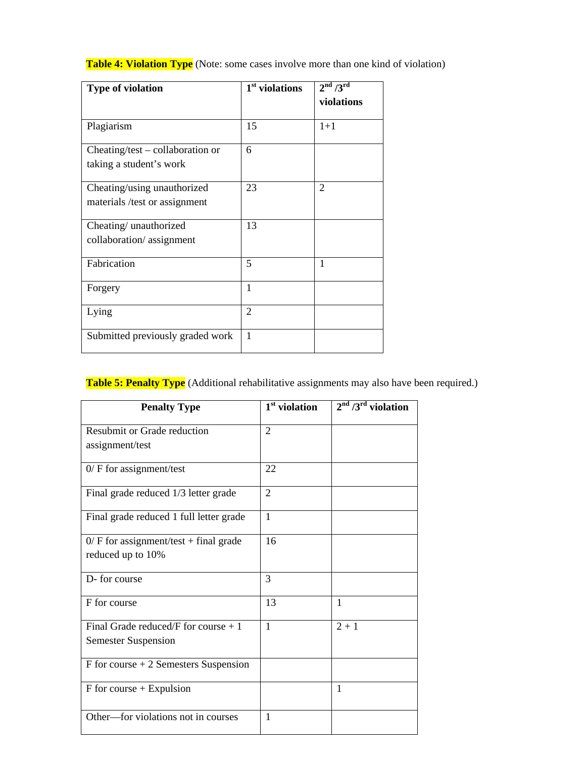**Table 4: Violation Type** (Note: some cases involve more than one kind of violation)

| Type of violation | 1st violations | 2nd /3rd violations |
|---|---|---|
| Plagiarism | 15 | 1+1 |
| Cheating/test – collaboration or taking a student's work | 6 | |
| Cheating/using unauthorized materials /test or assignment | 23 | 2 |
| Cheating/ unauthorized collaboration/ assignment | 13 | |
| Fabrication | 5 | 1 |
| Forgery | 1 | |
| Lying | 2 | |
| Submitted previously graded work | 1 | |

**Table 5: Penalty Type** (Additional rehabilitative assignments may also have been required.)

| Penalty Type | 1st violation | 2nd /3rd violation |
|---|---|---|
| Resubmit or Grade reduction assignment/test | 2 | |
| 0/ F for assignment/test | 22 | |
| Final grade reduced 1/3 letter grade | 2 | |
| Final grade reduced 1 full letter grade | 1 | |
| 0/ F for assignment/test + final grade reduced up to 10% | 16 | |
| D- for course | 3 | |
| F for course | 13 | 1 |
| Final Grade reduced/F for course + 1 Semester Suspension | 1 | 2 + 1 |
| F for course + 2 Semesters Suspension | | |
| F for course + Expulsion | | 1 |
| Other—for violations not in courses | 1 | |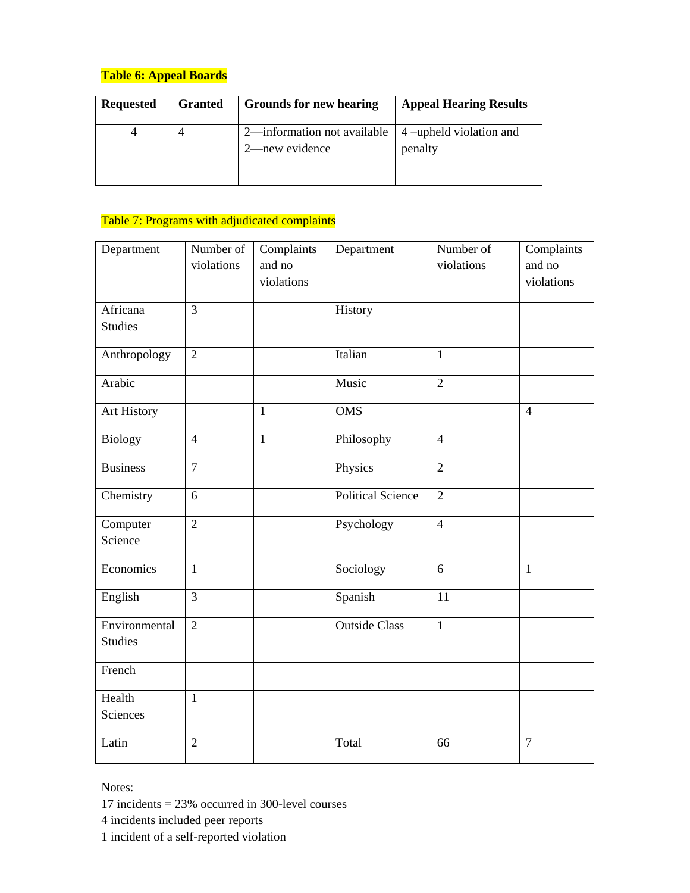**Table 6: Appeal Boards**

| Requested | Granted | Grounds for new hearing | Appeal Hearing Results |
|---|---|---|---|
| 4 | 4 | 2—information not available<br>2—new evidence | 4 –upheld violation and penalty |

Table 7: Programs with adjudicated complaints

| Department | Number of violations | Complaints and no violations | Department | Number of violations | Complaints and no violations |
|---|---|---|---|---|---|
| Africana Studies | 3 | | History | | |
| Anthropology | 2 | | Italian | 1 | |
| Arabic | | | Music | 2 | |
| Art History | | 1 | OMS | | 4 |
| Biology | 4 | 1 | Philosophy | 4 | |
| Business | 7 | | Physics | 2 | |
| Chemistry | 6 | | Political Science | 2 | |
| Computer Science | 2 | | Psychology | 4 | |
| Economics | 1 | | Sociology | 6 | 1 |
| English | 3 | | Spanish | 11 | |
| Environmental Studies | 2 | | Outside Class | 1 | |
| French | | | | | |
| Health Sciences | 1 | | | | |
| Latin | 2 | | Total | 66 | 7 |

Notes:
17 incidents = 23% occurred in 300-level courses
4 incidents included peer reports
1 incident of a self-reported violation